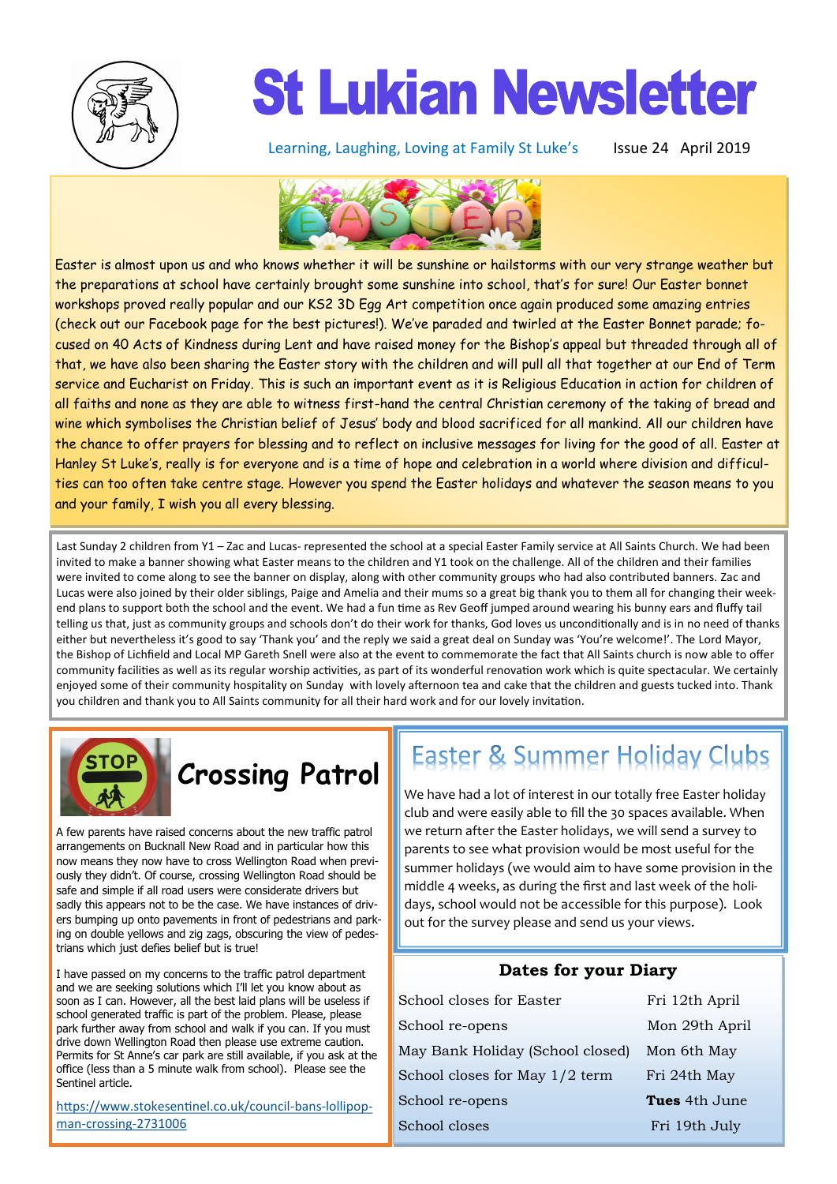# St Lukian Newsletter

Learning, Laughing, Loving at Family St Luke's    Issue 24 April 2019

Easter is almost upon us and who knows whether it will be sunshine or hailstorms with our very strange weather but the preparations at school have certainly brought some sunshine into school, that's for sure! Our Easter bonnet workshops proved really popular and our KS2 3D Egg Art competition once again produced some amazing entries (check out our Facebook page for the best pictures!). We've paraded and twirled at the Easter Bonnet parade; focused on 40 Acts of Kindness during Lent and have raised money for the Bishop's appeal but threaded through all of that, we have also been sharing the Easter story with the children and will pull all that together at our End of Term service and Eucharist on Friday. This is such an important event as it is Religious Education in action for children of all faiths and none as they are able to witness first-hand the central Christian ceremony of the taking of bread and wine which symbolises the Christian belief of Jesus' body and blood sacrificed for all mankind. All our children have the chance to offer prayers for blessing and to reflect on inclusive messages for living for the good of all. Easter at Hanley St Luke's, really is for everyone and is a time of hope and celebration in a world where division and difficulties can too often take centre stage. However you spend the Easter holidays and whatever the season means to you and your family, I wish you all every blessing.

Last Sunday 2 children from Y1 – Zac and Lucas- represented the school at a special Easter Family service at All Saints Church. We had been invited to make a banner showing what Easter means to the children and Y1 took on the challenge. All of the children and their families were invited to come along to see the banner on display, along with other community groups who had also contributed banners. Zac and Lucas were also joined by their older siblings, Paige and Amelia and their mums so a great big thank you to them all for changing their weekend plans to support both the school and the event. We had a fun time as Rev Geoff jumped around wearing his bunny ears and fluffy tail telling us that, just as community groups and schools don't do their work for thanks, God loves us unconditionally and is in no need of thanks either but nevertheless it's good to say 'Thank you' and the reply we said a great deal on Sunday was 'You're welcome!'. The Lord Mayor, the Bishop of Lichfield and Local MP Gareth Snell were also at the event to commemorate the fact that All Saints church is now able to offer community facilities as well as its regular worship activities, as part of its wonderful renovation work which is quite spectacular. We certainly enjoyed some of their community hospitality on Sunday with lovely afternoon tea and cake that the children and guests tucked into. Thank you children and thank you to All Saints community for all their hard work and for our lovely invitation.

## Crossing Patrol

A few parents have raised concerns about the new traffic patrol arrangements on Bucknall New Road and in particular how this now means they now have to cross Wellington Road when previously they didn't. Of course, crossing Wellington Road should be safe and simple if all road users were considerate drivers but sadly this appears not to be the case. We have instances of drivers bumping up onto pavements in front of pedestrians and parking on double yellows and zig zags, obscuring the view of pedestrians which just defies belief but is true!

I have passed on my concerns to the traffic patrol department and we are seeking solutions which I'll let you know about as soon as I can. However, all the best laid plans will be useless if school generated traffic is part of the problem. Please, please park further away from school and walk if you can. If you must drive down Wellington Road then please use extreme caution. Permits for St Anne's car park are still available, if you ask at the office (less than a 5 minute walk from school). Please see the Sentinel article.

https://www.stokesentinel.co.uk/council-bans-lollipop-man-crossing-2731006

## Easter & Summer Holiday Clubs

We have had a lot of interest in our totally free Easter holiday club and were easily able to fill the 30 spaces available. When we return after the Easter holidays, we will send a survey to parents to see what provision would be most useful for the summer holidays (we would aim to have some provision in the middle 4 weeks, as during the first and last week of the holidays, school would not be accessible for this purpose). Look out for the survey please and send us your views.

### Dates for your Diary

| | |
|---|---|
| School closes for Easter | Fri 12th April |
| School re-opens | Mon 29th April |
| May Bank Holiday (School closed) | Mon 6th May |
| School closes for May 1/2 term | Fri 24th May |
| School re-opens | **Tues** 4th June |
| School closes | Fri 19th July |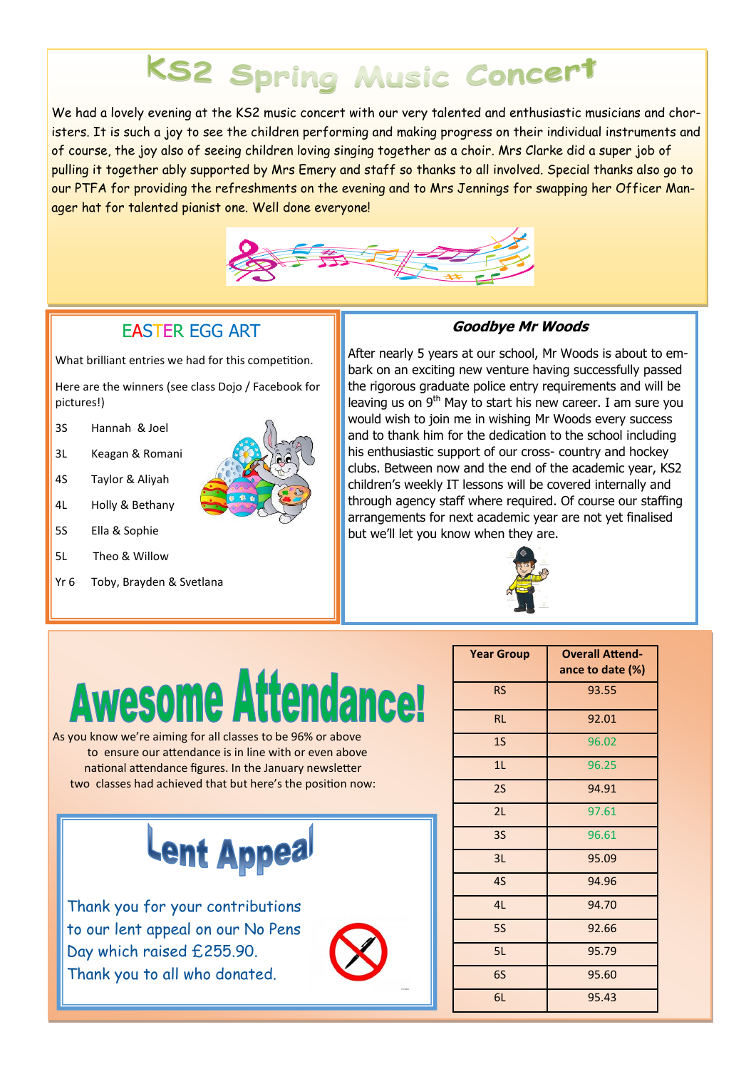# KS2 Spring Music Concert

We had a lovely evening at the KS2 music concert with our very talented and enthusiastic musicians and choristers. It is such a joy to see the children performing and making progress on their individual instruments and of course, the joy also of seeing children loving singing together as a choir. Mrs Clarke did a super job of pulling it together ably supported by Mrs Emery and staff so thanks to all involved. Special thanks also go to our PTFA for providing the refreshments on the evening and to Mrs Jennings for swapping her Officer Manager hat for talented pianist one. Well done everyone!

## EASTER EGG ART

What brilliant entries we had for this competition.

Here are the winners (see class Dojo / Facebook for pictures!)

| | |
|---|---|
| 3S | Hannah & Joel |
| 3L | Keagan & Romani |
| 4S | Taylor & Aliyah |
| 4L | Holly & Bethany |
| 5S | Ella & Sophie |
| 5L | Theo & Willow |
| Yr 6 | Toby, Brayden & Svetlana |

## *Goodbye Mr Woods*

After nearly 5 years at our school, Mr Woods is about to embark on an exciting new venture having successfully passed the rigorous graduate police entry requirements and will be leaving us on 9th May to start his new career. I am sure you would wish to join me in wishing Mr Woods every success and to thank him for the dedication to the school including his enthusiastic support of our cross- country and hockey clubs. Between now and the end of the academic year, KS2 children's weekly IT lessons will be covered internally and through agency staff where required. Of course our staffing arrangements for next academic year are not yet finalised but we'll let you know when they are.

# Awesome Attendance!

As you know we're aiming for all classes to be 96% or above to ensure our attendance is in line with or even above national attendance figures. In the January newsletter two classes had achieved that but here's the position now:

| Year Group | Overall Attendance to date (%) |
|---|---|
| RS | 93.55 |
| RL | 92.01 |
| 1S | 96.02 |
| 1L | 96.25 |
| 2S | 94.91 |
| 2L | 97.61 |
| 3S | 96.61 |
| 3L | 95.09 |
| 4S | 94.96 |
| 4L | 94.70 |
| 5S | 92.66 |
| 5L | 95.79 |
| 6S | 95.60 |
| 6L | 95.43 |

# Lent Appeal

Thank you for your contributions to our lent appeal on our No Pens Day which raised £255.90. Thank you to all who donated.